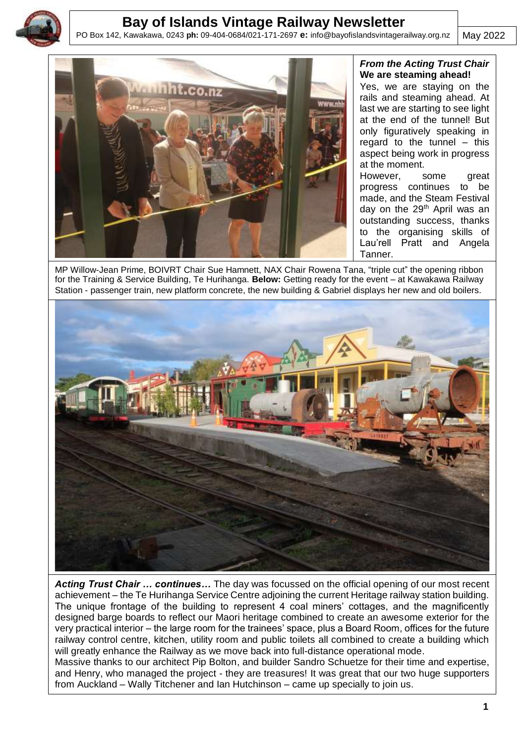# Bay of Islands Vintage Railway Newsletter

PO Box 142, Kawakawa, 0243 **ph:** 09-404-0684/021-171-2697 **e:** info@bayofislandsvintagerailway.org.nz

May 2022

***From the Acting Trust Chair***
**We are steaming ahead!**

Yes, we are staying on the rails and steaming ahead. At last we are starting to see light at the end of the tunnel! But only figuratively speaking in regard to the tunnel – this aspect being work in progress at the moment.

However, some great progress continues to be made, and the Steam Festival day on the 29th April was an outstanding success, thanks to the organising skills of Lau'rell Pratt and Angela Tanner.

MP Willow-Jean Prime, BOIVRT Chair Sue Hamnett, NAX Chair Rowena Tana, "triple cut" the opening ribbon for the Training & Service Building, Te Hurihanga. **Below:** Getting ready for the event – at Kawakawa Railway Station - passenger train, new platform concrete, the new building & Gabriel displays her new and old boilers.

***Acting Trust Chair … continues…*** The day was focussed on the official opening of our most recent achievement – the Te Hurihanga Service Centre adjoining the current Heritage railway station building. The unique frontage of the building to represent 4 coal miners' cottages, and the magnificently designed barge boards to reflect our Maori heritage combined to create an awesome exterior for the very practical interior – the large room for the trainees' space, plus a Board Room, offices for the future railway control centre, kitchen, utility room and public toilets all combined to create a building which will greatly enhance the Railway as we move back into full-distance operational mode.

Massive thanks to our architect Pip Bolton, and builder Sandro Schuetze for their time and expertise, and Henry, who managed the project - they are treasures! It was great that our two huge supporters from Auckland – Wally Titchener and Ian Hutchinson – came up specially to join us.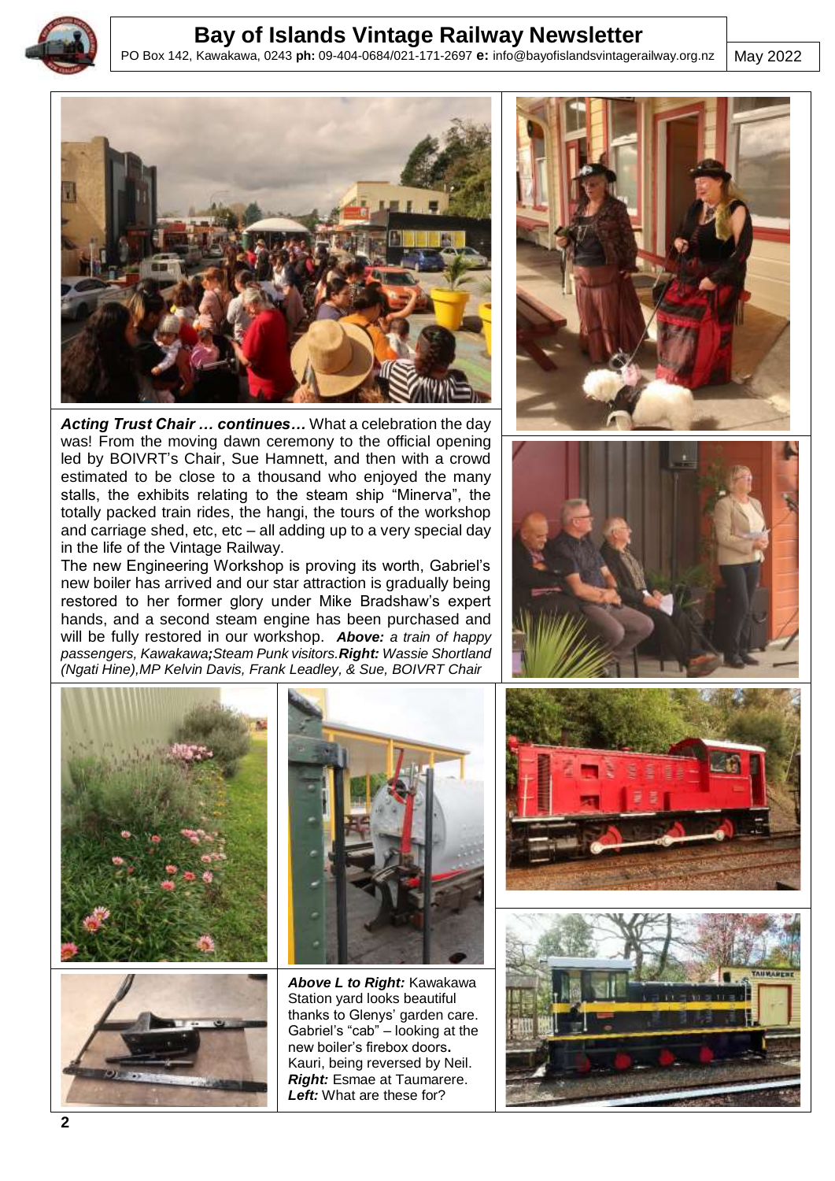# Bay of Islands Vintage Railway Newsletter

PO Box 142, Kawakawa, 0243 **ph:** 09-404-0684/021-171-2697 **e:** info@bayofislandsvintagerailway.org.nz

May 2022

***Acting Trust Chair … continues…*** What a celebration the day was! From the moving dawn ceremony to the official opening led by BOIVRT's Chair, Sue Hamnett, and then with a crowd estimated to be close to a thousand who enjoyed the many stalls, the exhibits relating to the steam ship "Minerva", the totally packed train rides, the hangi, the tours of the workshop and carriage shed, etc, etc – all adding up to a very special day in the life of the Vintage Railway.

The new Engineering Workshop is proving its worth, Gabriel's new boiler has arrived and our star attraction is gradually being restored to her former glory under Mike Bradshaw's expert hands, and a second steam engine has been purchased and will be fully restored in our workshop. ***Above:*** *a train of happy passengers, Kawakawa****;*** *Steam Punk visitors.* ***Right:*** *Wassie Shortland (Ngati Hine), MP Kelvin Davis, Frank Leadley, & Sue, BOIVRT Chair*

***Above L to Right:*** Kawakawa Station yard looks beautiful thanks to Glenys' garden care. Gabriel's "cab" – looking at the new boiler's firebox doors**.** Kauri, being reversed by Neil. ***Right:*** Esmae at Taumarere. ***Left:*** What are these for?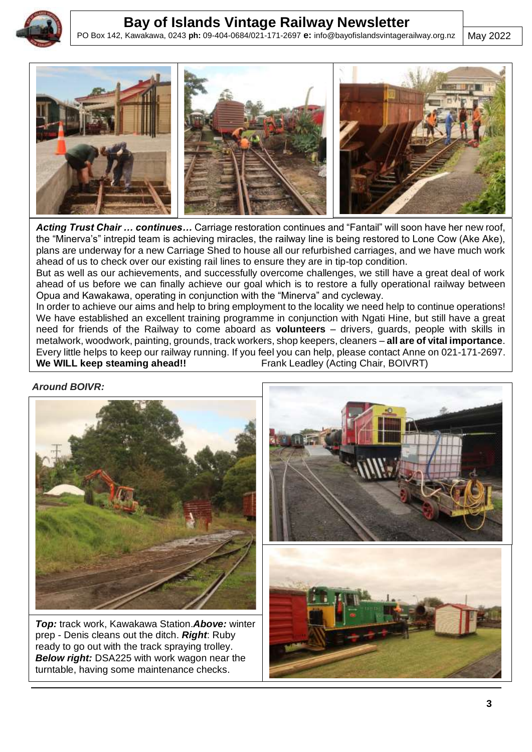***Acting Trust Chair … continues…*** Carriage restoration continues and "Fantail" will soon have her new roof, the "Minerva's" intrepid team is achieving miracles, the railway line is being restored to Lone Cow (Ake Ake), plans are underway for a new Carriage Shed to house all our refurbished carriages, and we have much work ahead of us to check over our existing rail lines to ensure they are in tip-top condition.

But as well as our achievements, and successfully overcome challenges, we still have a great deal of work ahead of us before we can finally achieve our goal which is to restore a fully operational railway between Opua and Kawakawa, operating in conjunction with the "Minerva" and cycleway.

In order to achieve our aims and help to bring employment to the locality we need help to continue operations! We have established an excellent training programme in conjunction with Ngati Hine, but still have a great need for friends of the Railway to come aboard as **volunteers** – drivers, guards, people with skills in metalwork, woodwork, painting, grounds, track workers, shop keepers, cleaners – **all are of vital importance**. Every little helps to keep our railway running. If you feel you can help, please contact Anne on 021-171-2697.

**We WILL keep steaming ahead!!** Frank Leadley (Acting Chair, BOIVRT)

### *Around BOIVR:*

***Top:*** track work, Kawakawa Station. ***Above:*** winter prep - Denis cleans out the ditch. ***Right***: Ruby ready to go out with the track spraying trolley. ***Below right:*** DSA225 with work wagon near the turntable, having some maintenance checks.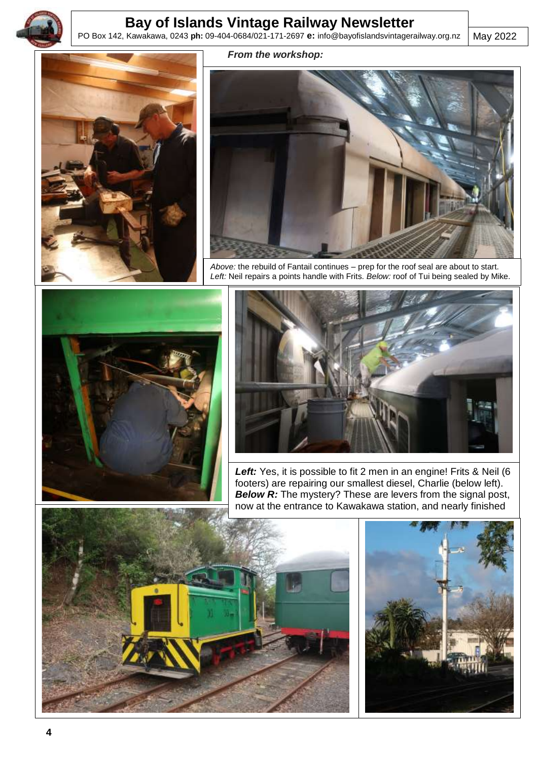# Bay of Islands Vintage Railway Newsletter

PO Box 142, Kawakawa, 0243 **ph:** 09-404-0684/021-171-2697 **e:** info@bayofislandsvintagerailway.org.nz

May 2022

***From the workshop:***

*Above:* the rebuild of Fantail continues – prep for the roof seal are about to start. *Left:* Neil repairs a points handle with Frits. *Below:* roof of Tui being sealed by Mike.

***Left:*** Yes, it is possible to fit 2 men in an engine! Frits & Neil (6 footers) are repairing our smallest diesel, Charlie (below left). ***Below R:*** The mystery? These are levers from the signal post, now at the entrance to Kawakawa station, and nearly finished